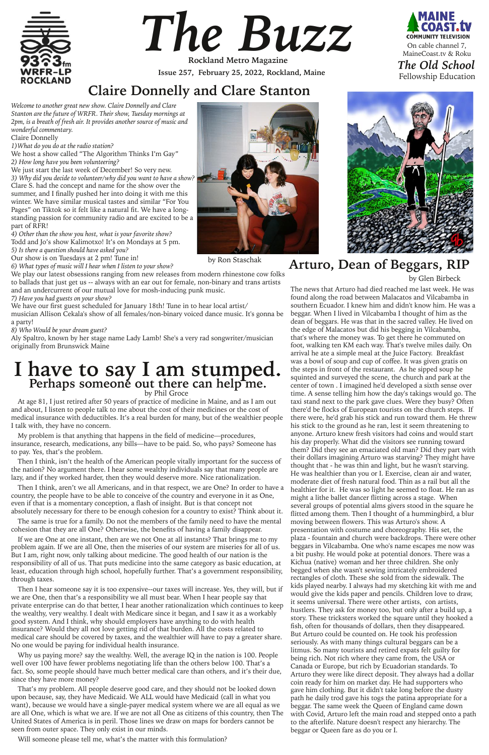# The Buzz

**Rockland Metro Magazine**

**Issue 257, February 25, 2022, Rockland, Maine**

93.3 fm WRFR-LP ROCKLAND

MAINE COAST.tv COMMUNITY TELEVISION
On cable channel 7, MaineCoast.tv & Roku

*The Old School*
Fellowship Education

## Claire Donnelly and Clare Stanton

*Welcome to another great new show. Claire Donnelly and Clare Stanton are the future of WRFR. Their show, Tuesday mornings at 2pm, is a breath of fresh air. It provides another source of music and wonderful commentary.*

Claire Donnelly

*1) What do you do at the radio station?*

We host a show called "The Algorithm Thinks I'm Gay"

*2) How long have you been volunteering?*

We just start the last week of December! So very new.

*3) Why did you decide to volunteer/why did you want to have a show?*

Clare S. had the concept and name for the show over the summer, and I finally pushed her into doing it with me this winter. We have similar musical tastes and similar "For You Pages" on Tiktok so it felt like a natural fit. We have a long-standing passion for community radio and are excited to be a part of RFR!

*4) Other than the show you host, what is your favorite show?*

Todd and Jo's show Kalimotxo! It's on Mondays at 5 pm.

*5) Is there a question should have asked you?*

Our show is on Tuesdays at 2 pm! Tune in!

*6) What types of music will I hear when I listen to your show?*

We play our latest obsessions ranging from new releases from modern rhinestone cow folks to ballads that just get us -- always with an ear out for female, non-binary and trans artists and an undercurrent of our mutual love for mosh-inducing punk music.

*7) Have you had guests on your show?*

We have our first guest scheduled for January 18th! Tune in to hear local artist/ musician Allison Cekala's show of all females/non-binary voiced dance music. It's gonna be a party!

*8) Who Would be your dream guest?*

Aly Spaltro, known by her stage name Lady Lamb! She's a very rad songwriter/musician originally from Brunswick Maine

by Ron Staschak

# I have to say I am stumped.

## Perhaps someone out there can help me.

by Phil Groce

At age 81, I just retired after 50 years of practice of medicine in Maine, and as I am out and about, I listen to people talk to me about the cost of their medicines or the cost of medical insurance with deductibles. It's a real burden for many, but of the wealthier people I talk with, they have no concern.

My problem is that anything that happens in the field of medicine—procedures, insurance, research, medications, any bills—have to be paid. So, who pays? Someone has to pay. Yes, that's the problem.

Then I think, isn't the health of the American people vitally important for the success of the nation? No argument there. I hear some wealthy individuals say that many people are lazy, and if they worked harder, then they would deserve more. Nice rationalization.

Then I think, aren't we all Americans, and in that respect, we are One? In order to have a country, the people have to be able to conceive of the country and everyone in it as One, even if that is a momentary conception, a flash of insight. But is that concept not absolutely necessary for there to be enough cohesion for a country to exist? Think about it.

The same is true for a family. Do not the members of the family need to have the mental cohesion that they are all One? Otherwise, the benefits of having a family disappear.

If we are One at one instant, then are we not One at all instants? That brings me to my problem again. If we are all One, then the miseries of our system are miseries for all of us. But I am, right now, only talking about medicine. The good health of our nation is the responsibility of all of us. That puts medicine into the same category as basic education, at least, education through high school, hopefully further. That's a government responsibility, through taxes.

Then I hear someone say it is too expensive--our taxes will increase. Yes, they will, but if we are One, then that's a responsibility we all must bear. When I hear people say that private enterprise can do that better, I hear another rationalization which continues to keep the wealthy, very wealthy. I dealt with Medicare since it began, and I saw it as a workably good system. And I think, why should employers have anything to do with health insurance? Would they all not love getting rid of that burden. All the costs related to medical care should be covered by taxes, and the wealthier will have to pay a greater share. No one would be paying for individual health insurance.

Why us paying more? say the wealthy. Well, the average IQ in the nation is 100. People well over 100 have fewer problems negotiating life than the others below 100. That's a fact. So, some people should have much better medical care than others, and it's their due, since they have more money?

That's my problem. All people deserve good care, and they should not be looked down upon because, say, they have Medicaid. We ALL would have Medicaid (call in what you want), because we would have a single-payer medical system where we are all equal as we are all One, which is what we are. If we are not all One as citizens of this country, then The United States of America is in peril. Those lines we draw on maps for borders cannot be seen from outer space. They only exist in our minds.

Will someone please tell me, what's the matter with this formulation?

## Arturo, Dean of Beggars, RIP

by Glen Birbeck

The news that Arturo had died reached me last week. He was found along the road between Malacatos and Vilcabamba in southern Ecuador. I knew him and didn't know him. He was a beggar. When I lived in Vilcabamba I thought of him as the dean of beggars. He was that in the sacred valley. He lived on the edge of Malacatos but did his begging in Vilcabamba, that's where the money was. To get there he commuted on foot, walking ten KM each way. That's twelve miles daily. On arrival he ate a simple meal at the Juice Factory. Breakfast was a bowl of soup and cup of coffee. It was given gratis on the steps in front of the restaurant. As he sipped soup he squinted and surveyed the scene, the church and park at the center of town . I imagined he'd developed a sixth sense over time. A sense telling him how the day's takings would go. The taxi stand next to the park gave clues. Were they busy? Often there'd be flocks of European tourists on the church steps. If there were, he'd grab his stick and run toward them. He threw his stick to the ground as he ran, lest it seem threatening to anyone. Arturo knew fresh visitors had coins and would start his day properly. What did the visitors see running toward them? Did they see an emaciated old man? Did they part with their dollars imagining Arturo was starving? They might have thought that - he was thin and light, but he wasn't starving. He was healthier than you or I. Exercise, clean air and water, moderate diet of fresh natural food. Thin as a rail but all the healthier for it. He was so light he seemed to float. He ran as might a lithe ballet dancer flitting across a stage. When several groups of potential alms givers stood in the square he flitted among them. Then I thought of a hummingbird, a blur moving between flowers. This was Arturo's show. A presentation with costume and choreography. His set, the plaza - fountain and church were backdrops. There were other beggars in Vilcabamba. One who's name escapes me now was a bit pushy. He would poke at potential donors. There was a Kichua (native) woman and her three children. She only begged when she wasn't sewing intricately embroidered rectangles of cloth. These she sold from the sidewalk. The kids played nearby. I always had my sketching kit with me and would give the kids paper and pencils. Children love to draw, it seems universal. There were other artists, con artists, hustlers. They ask for money too, but only after a build up, a story. These tricksters worked the square until they hooked a fish, often for thousands of dollars, then they disappeared. But Arturo could be counted on. He took his profession seriously. As with many things cultural beggars can be a litmus. So many tourists and retired expats felt guilty for being rich. Not rich where they came from, the USA or Canada or Europe, but rich by Ecuadorian standards. To Arturo they were like direct deposit. They always had a dollar coin ready for him on market day. He had supporters who gave him clothing. But it didn't take long before the dusty path he daily trod gave his togs the patina appropriate for a beggar. The same week the Queen of England came down with Covid, Arturo left the main road and stepped onto a path to the afterlife. Nature doesn't respect any hierarchy. The beggar or Queen fare as do you or I.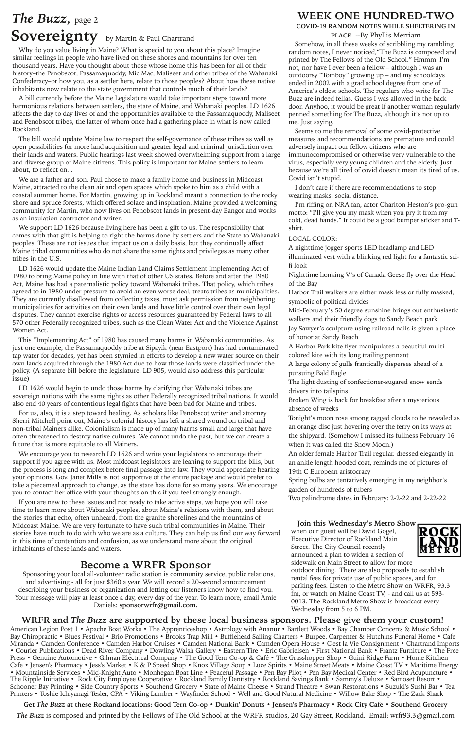# *The Buzz*, page 2

## Sovereignty by Martin & Paul Chartrand

Why do you value living in Maine? What is special to you about this place? Imagine similar feelings in people who have lived on these shores and mountains for over ten thousand years. Have you thought about those whose home this has been for all of their history–the Penobscot, Passamaquoddy, Mic Mac, Maliseet and other tribes of the Wabanaki Confederacy–or how you, as a settler here, relate to those peoples? About how these native inhabitants now relate to the state government that controls much of their lands?

A bill currently before the Maine Legislature would take important steps toward more harmonious relations between settlers, the state of Maine, and Wabanaki peoples. LD 1626 affects the day to day lives of and the opportunities available to the Passamaquoddy, Maliseet and Penobscot tribes, the latter of whom once had a gathering place in what is now called Rockland.

The bill would update Maine law to respect the self-governance of these tribes,as well as open possibilities for more land acquisition and greater legal and criminal jurisdiction over their lands and waters. Public hearings last week showed overwhelming support from a large and diverse group of Maine citizens. This policy is important for Maine settlers to learn about, to reflect on. .

We are a father and son. Paul chose to make a family home and business in Midcoast Maine, attracted to the clean air and open spaces which spoke to him as a child with a coastal summer home. For Martin, growing up in Rockland meant a connection to the rocky shore and spruce forests, which offered solace and inspiration. Maine provided a welcoming community for Martin, who now lives on Penobscot lands in present-day Bangor and works as an insulation contractor and writer.

We support LD 1626 because living here has been a gift to us. The responsibility that comes with that gift is helping to right the harms done by settlers and the State to Wabanaki peoples. These are not issues that impact us on a daily basis, but they continually affect Maine tribal communities who do not share the same rights and privileges as many other tribes in the U.S.

LD 1626 would update the Maine Indian Land Claims Settlement Implementing Act of 1980 to bring Maine policy in line with that of other US states. Before and after the 1980 Act, Maine has had a paternalistic policy toward Wabanaki tribes. That policy, which tribes agreed to in 1980 under pressure to avoid an even worse deal, treats tribes as municipalities. They are currently disallowed from collecting taxes, must ask permission from neighboring municipalities for activities on their own lands and have little control over their own legal disputes. They cannot exercise rights or access resources guaranteed by Federal laws to all 570 other Federally recognized tribes, such as the Clean Water Act and the Violence Against Women Act.

This "Implementing Act" of 1980 has caused many harms in Wabanaki communities. As just one example, the Passamaquoddy tribe at Sipayik (near Eastport) has had contaminated tap water for decades, yet has been stymied in efforts to develop a new water source on their own lands acquired through the 1980 Act due to how those lands were classified under the policy. (A separate bill before the legislature, LD 905, would also address this particular issue)

LD 1626 would begin to undo those harms by clarifying that Wabanaki tribes are sovereign nations with the same rights as other Federally recognized tribal nations. It would also end 40 years of contentious legal fights that have been bad for Maine and tribes.

For us, also, it is a step toward healing. As scholars like Penobscot writer and attorney Sherri Mitchell point out, Maine's colonial history has left a shared wound on tribal and non-tribal Mainers alike. Colonialism is made up of many harms small and large that have often threatened to destroy native cultures. We cannot undo the past, but we can create a future that is more equitable to all Mainers.

We encourage you to research LD 1626 and write your legislators to encourage their support if you agree with us. Most midcoast legislators are leaning to support the bills, but the process is long and complex before final passage into law. They would appreciate hearing your opinions. Gov. Janet Mills is not supportive of the entire package and would prefer to take a piecemeal approach to change, as the state has done for so many years. We encourage you to contact her office with your thoughts on this if you feel strongly enough.

If you are new to these issues and not ready to take active steps, we hope you will take time to learn more about Wabanaki peoples, about Maine's relations with them, and about the stories that echo, often unheard, from the granite shorelines and the mountains of Midcoast Maine. We are very fortunate to have such tribal communities in Maine. Their stories have much to do with who we are as a culture. They can help us find our way forward in this time of contention and confusion, as we understand more about the original inhabitants of these lands and waters.

## WEEK ONE HUNDRED-TWO

**COVID-19 RANDOM NOTES WHILE SHELTERING IN PLACE** --By Phyllis Merriam

Somehow, in all these weeks of scribbling my rambling random notes, I never noticed,"The Buzz is composed and printed by The Fellows of the Old School." Hmmm. I'm not, nor have I ever been a fellow – although I was an outdoorsy "Tomboy" growing up – and my schooldays ended in 2002 with a grad school degree from one of America's oldest schools. The regulars who write for The Buzz are indeed fellas. Guess I was allowed in the back door. Anyhoo, it would be great if another woman regularly penned something for The Buzz, although it's not up to me. Just saying.

Seems to me the removal of some covid-protective measures and recommendations are premature and could adversely impact our fellow citizens who are immunocompromised or otherwise very vulnerable to the virus, especially very young children and the elderly. Just because we're all tired of covid doesn't mean its tired of us. Covid isn't stupid.

I don't care if there are recommendations to stop wearing masks, social distance.

I'm riffing on NRA fan, actor Charlton Heston's pro-gun motto: "I'll give you my mask when you pry it from my cold, dead hands." It could be a good bumper sticker and T-shirt.

LOCAL COLOR:

A nighttime jogger sports LED headlamp and LED illuminated vest with a blinking red light for a fantastic sci-fi look

Nighttime honking V's of Canada Geese fly over the Head of the Bay

Harbor Trail walkers are either mask less or fully masked, symbolic of political divides

Mid-February's 50 degree sunshine brings out enthusiastic walkers and their friendly dogs to Sandy Beach park

Jay Sawyer's sculpture using railroad nails is given a place of honor at Sandy Beach

A Harbor Park kite flyer manipulates a beautiful multi-colored kite with its long trailing pennant

A large colony of gulls frantically disperses ahead of a pursuing Bald Eagle

The light dusting of confectioner-sugared snow sends drivers into tailspins

Broken Wing is back for breakfast after a mysterious absence of weeks

Tonight's moon rose among ragged clouds to be revealed as an orange disc just hovering over the ferry on its ways at the shipyard. (Somehow I missed its fullness February 16 when it was called the Snow Moon.)

An older female Harbor Trail regular, dressed elegantly in an ankle length hooded coat, reminds me of pictures of 19th C European aristocracy

Spring bulbs are tentatively emerging in my neighbor's garden of hundreds of tubers

Two palindrome dates in February: 2-2-22 and 2-22-22

**Join this Wednesday's Metro Show** when our guest will be David Gogel, Executive Director of Rockland Main Street. The City Council recently announced a plan to widen a section of sidewalk on Main Street to allow for more outdoor dining. There are also proposals to establish rental fees for private use of public spaces, and for parking fees. Listen to the Metro Show on WRFR, 93.3 fm, or watch on Maine Coast TV, - and call us at 593-0013. The Rockland Metro Show is broadcast every Wednesday from 5 to 6 PM.

## Become a WRFR Sponsor

Sponsoring your local all-volunteer radio station is community service, public relations, and advertising - all for just $360 a year. We will record a 20-second announcement describing your business or organization and letting our listeners know how to find you. Your message will play at least once a day, every day of the year. To learn more, email Amie Daniels: **sponsorwrfr@gmail.com.**

## WRFR and *The Buzz* are supported by these local business sponsors. Please give them your custom!

American Legion Post 1 • Apache Boat Works • The Apprenticeshop • Astrology with Ananur • Bartlett Woods • Bay Chamber Concerts & Music School • Bay Chiropractic • Blues Festival • Brio Promotions • Brooks Trap Mill • Bufflehead Sailing Charters • Burpee, Carpenter & Hutchins Funeral Home • Cafe Miranda • Camden Conference • Camden Harbor Cruises • Camden National Bank • Camden Opera House • C'est la Vie Consignment • Chartrand Imports • Courier Publications • Dead River Company • Dowling Walsh Gallery • Eastern Tire • Eric Gabrielsen • First National Bank • Frantz Furniture • The Free Press • Genuine Automotive • Gilman Electrical Company • The Good Tern Co-op & Café • The Grasshopper Shop • Guini Ridge Farm • Home Kitchen Cafe • Jensen's Pharmacy • Jess's Market • K & P Speed Shop • Knox Village Soup • Luce Spirits • Maine Street Meats • Maine Coast TV • Maritime Energy • Mountainside Services • Mid-Knight Auto • Monhegan Boat Line • Peaceful Passage • Pen Bay Pilot • Pen Bay Medical Center • Red Bird Acupuncture • The Ripple Initiative • Rock City Employee Cooperative • Rockland Family Dentistry • Rockland Savings Bank • Sammy's Deluxe • Samoset Resort • Schooner Bay Printing • Side Country Sports • Southend Grocery • State of Maine Cheese • Strand Theatre • Swan Restorations • Suzuki's Sushi Bar • Tea Printers • Toshie Ichiyanagi Tesler, CPA • Viking Lumber • Wayfinder School • Well and Good Natural Medicine • Willow Bake Shop • The Zack Shack

**Get *The Buzz* at these Rockand locations: Good Tern Co-op • Dunkin' Donuts • Jensen's Pharmacy • Rock City Cafe • Southend Grocery**

***The Buzz*** is composed and printed by the Fellows of The Old School at the WRFR studios, 20 Gay Street, Rockland. Email: wrfr93.3@gmail.com